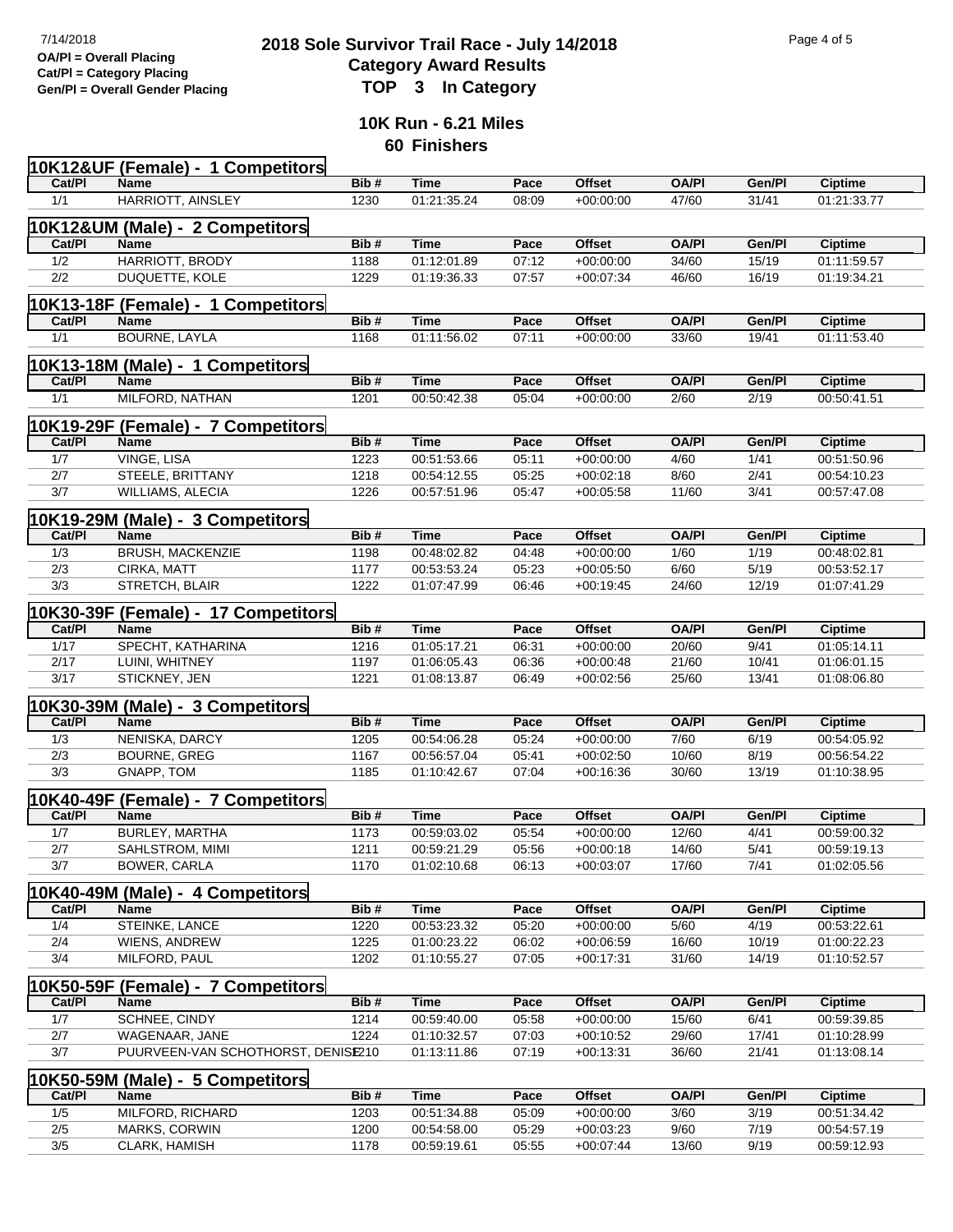7/14/2018

OA/Pl = Overall Placing
Cat/Pl = Category Placing
Gen/Pl = Overall Gender Placing

# 2018 Sole Survivor Trail Race - July 14/2018

## Category Award Results

## TOP 3 In Category

### 10K Run - 6.21 Miles

### 60 Finishers

**10K12&UF (Female) - 1 Competitors**

| Cat/Pl | Name | Bib # | Time | Pace | Offset | OA/Pl | Gen/Pl | Ciptime |
|---|---|---|---|---|---|---|---|---|
| 1/1 | HARRIOTT, AINSLEY | 1230 | 01:21:35.24 | 08:09 | +00:00:00 | 47/60 | 31/41 | 01:21:33.77 |

**10K12&UM (Male) - 2 Competitors**

| Cat/Pl | Name | Bib # | Time | Pace | Offset | OA/Pl | Gen/Pl | Ciptime |
|---|---|---|---|---|---|---|---|---|
| 1/2 | HARRIOTT, BRODY | 1188 | 01:12:01.89 | 07:12 | +00:00:00 | 34/60 | 15/19 | 01:11:59.57 |
| 2/2 | DUQUETTE, KOLE | 1229 | 01:19:36.33 | 07:57 | +00:07:34 | 46/60 | 16/19 | 01:19:34.21 |

**10K13-18F (Female) - 1 Competitors**

| Cat/Pl | Name | Bib # | Time | Pace | Offset | OA/Pl | Gen/Pl | Ciptime |
|---|---|---|---|---|---|---|---|---|
| 1/1 | BOURNE, LAYLA | 1168 | 01:11:56.02 | 07:11 | +00:00:00 | 33/60 | 19/41 | 01:11:53.40 |

**10K13-18M (Male) - 1 Competitors**

| Cat/Pl | Name | Bib # | Time | Pace | Offset | OA/Pl | Gen/Pl | Ciptime |
|---|---|---|---|---|---|---|---|---|
| 1/1 | MILFORD, NATHAN | 1201 | 00:50:42.38 | 05:04 | +00:00:00 | 2/60 | 2/19 | 00:50:41.51 |

**10K19-29F (Female) - 7 Competitors**

| Cat/Pl | Name | Bib # | Time | Pace | Offset | OA/Pl | Gen/Pl | Ciptime |
|---|---|---|---|---|---|---|---|---|
| 1/7 | VINGE, LISA | 1223 | 00:51:53.66 | 05:11 | +00:00:00 | 4/60 | 1/41 | 00:51:50.96 |
| 2/7 | STEELE, BRITTANY | 1218 | 00:54:12.55 | 05:25 | +00:02:18 | 8/60 | 2/41 | 00:54:10.23 |
| 3/7 | WILLIAMS, ALECIA | 1226 | 00:57:51.96 | 05:47 | +00:05:58 | 11/60 | 3/41 | 00:57:47.08 |

**10K19-29M (Male) - 3 Competitors**

| Cat/Pl | Name | Bib # | Time | Pace | Offset | OA/Pl | Gen/Pl | Ciptime |
|---|---|---|---|---|---|---|---|---|
| 1/3 | BRUSH, MACKENZIE | 1198 | 00:48:02.82 | 04:48 | +00:00:00 | 1/60 | 1/19 | 00:48:02.81 |
| 2/3 | CIRKA, MATT | 1177 | 00:53:53.24 | 05:23 | +00:05:50 | 6/60 | 5/19 | 00:53:52.17 |
| 3/3 | STRETCH, BLAIR | 1222 | 01:07:47.99 | 06:46 | +00:19:45 | 24/60 | 12/19 | 01:07:41.29 |

**10K30-39F (Female) - 17 Competitors**

| Cat/Pl | Name | Bib # | Time | Pace | Offset | OA/Pl | Gen/Pl | Ciptime |
|---|---|---|---|---|---|---|---|---|
| 1/17 | SPECHT, KATHARINA | 1216 | 01:05:17.21 | 06:31 | +00:00:00 | 20/60 | 9/41 | 01:05:14.11 |
| 2/17 | LUINI, WHITNEY | 1197 | 01:06:05.43 | 06:36 | +00:00:48 | 21/60 | 10/41 | 01:06:01.15 |
| 3/17 | STICKNEY, JEN | 1221 | 01:08:13.87 | 06:49 | +00:02:56 | 25/60 | 13/41 | 01:08:06.80 |

**10K30-39M (Male) - 3 Competitors**

| Cat/Pl | Name | Bib # | Time | Pace | Offset | OA/Pl | Gen/Pl | Ciptime |
|---|---|---|---|---|---|---|---|---|
| 1/3 | NENISKA, DARCY | 1205 | 00:54:06.28 | 05:24 | +00:00:00 | 7/60 | 6/19 | 00:54:05.92 |
| 2/3 | BOURNE, GREG | 1167 | 00:56:57.04 | 05:41 | +00:02:50 | 10/60 | 8/19 | 00:56:54.22 |
| 3/3 | GNAPP, TOM | 1185 | 01:10:42.67 | 07:04 | +00:16:36 | 30/60 | 13/19 | 01:10:38.95 |

**10K40-49F (Female) - 7 Competitors**

| Cat/Pl | Name | Bib # | Time | Pace | Offset | OA/Pl | Gen/Pl | Ciptime |
|---|---|---|---|---|---|---|---|---|
| 1/7 | BURLEY, MARTHA | 1173 | 00:59:03.02 | 05:54 | +00:00:00 | 12/60 | 4/41 | 00:59:00.32 |
| 2/7 | SAHLSTROM, MIMI | 1211 | 00:59:21.29 | 05:56 | +00:00:18 | 14/60 | 5/41 | 00:59:19.13 |
| 3/7 | BOWER, CARLA | 1170 | 01:02:10.68 | 06:13 | +00:03:07 | 17/60 | 7/41 | 01:02:05.56 |

**10K40-49M (Male) - 4 Competitors**

| Cat/Pl | Name | Bib # | Time | Pace | Offset | OA/Pl | Gen/Pl | Ciptime |
|---|---|---|---|---|---|---|---|---|
| 1/4 | STEINKE, LANCE | 1220 | 00:53:23.32 | 05:20 | +00:00:00 | 5/60 | 4/19 | 00:53:22.61 |
| 2/4 | WIENS, ANDREW | 1225 | 01:00:23.22 | 06:02 | +00:06:59 | 16/60 | 10/19 | 01:00:22.23 |
| 3/4 | MILFORD, PAUL | 1202 | 01:10:55.27 | 07:05 | +00:17:31 | 31/60 | 14/19 | 01:10:52.57 |

**10K50-59F (Female) - 7 Competitors**

| Cat/Pl | Name | Bib # | Time | Pace | Offset | OA/Pl | Gen/Pl | Ciptime |
|---|---|---|---|---|---|---|---|---|
| 1/7 | SCHNEE, CINDY | 1214 | 00:59:40.00 | 05:58 | +00:00:00 | 15/60 | 6/41 | 00:59:39.85 |
| 2/7 | WAGENAAR, JANE | 1224 | 01:10:32.57 | 07:03 | +00:10:52 | 29/60 | 17/41 | 01:10:28.99 |
| 3/7 | PUURVEEN-VAN SCHOTHORST, DENISE | 1210 | 01:13:11.86 | 07:19 | +00:13:31 | 36/60 | 21/41 | 01:13:08.14 |

**10K50-59M (Male) - 5 Competitors**

| Cat/Pl | Name | Bib # | Time | Pace | Offset | OA/Pl | Gen/Pl | Ciptime |
|---|---|---|---|---|---|---|---|---|
| 1/5 | MILFORD, RICHARD | 1203 | 00:51:34.88 | 05:09 | +00:00:00 | 3/60 | 3/19 | 00:51:34.42 |
| 2/5 | MARKS, CORWIN | 1200 | 00:54:58.00 | 05:29 | +00:03:23 | 9/60 | 7/19 | 00:54:57.19 |
| 3/5 | CLARK, HAMISH | 1178 | 00:59:19.61 | 05:55 | +00:07:44 | 13/60 | 9/19 | 00:59:12.93 |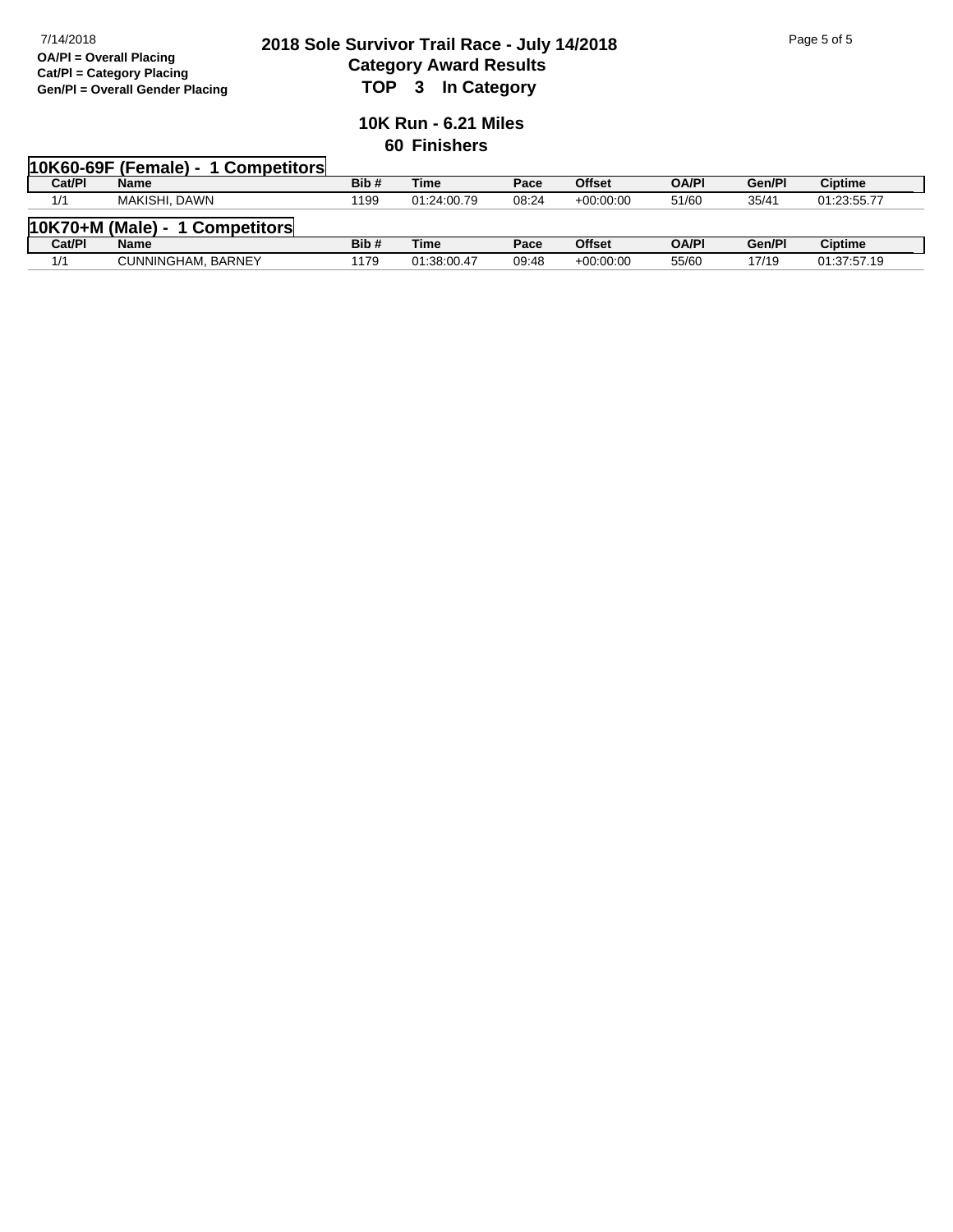**OA/Pl = Overall Placing**
**Cat/Pl = Category Placing**
**Gen/Pl = Overall Gender Placing**

# 2018 Sole Survivor Trail Race - July 14/2018
## Category Award Results
## TOP 3 In Category

### 10K Run - 6.21 Miles
### 60 Finishers

**10K60-69F (Female) - 1 Competitors**

| Cat/Pl | Name | Bib # | Time | Pace | Offset | OA/Pl | Gen/Pl | Ciptime |
|---|---|---|---|---|---|---|---|---|
| 1/1 | MAKISHI, DAWN | 1199 | 01:24:00.79 | 08:24 | +00:00:00 | 51/60 | 35/41 | 01:23:55.77 |

**10K70+M (Male) - 1 Competitors**

| Cat/Pl | Name | Bib # | Time | Pace | Offset | OA/Pl | Gen/Pl | Ciptime |
|---|---|---|---|---|---|---|---|---|
| 1/1 | CUNNINGHAM, BARNEY | 1179 | 01:38:00.47 | 09:48 | +00:00:00 | 55/60 | 17/19 | 01:37:57.19 |